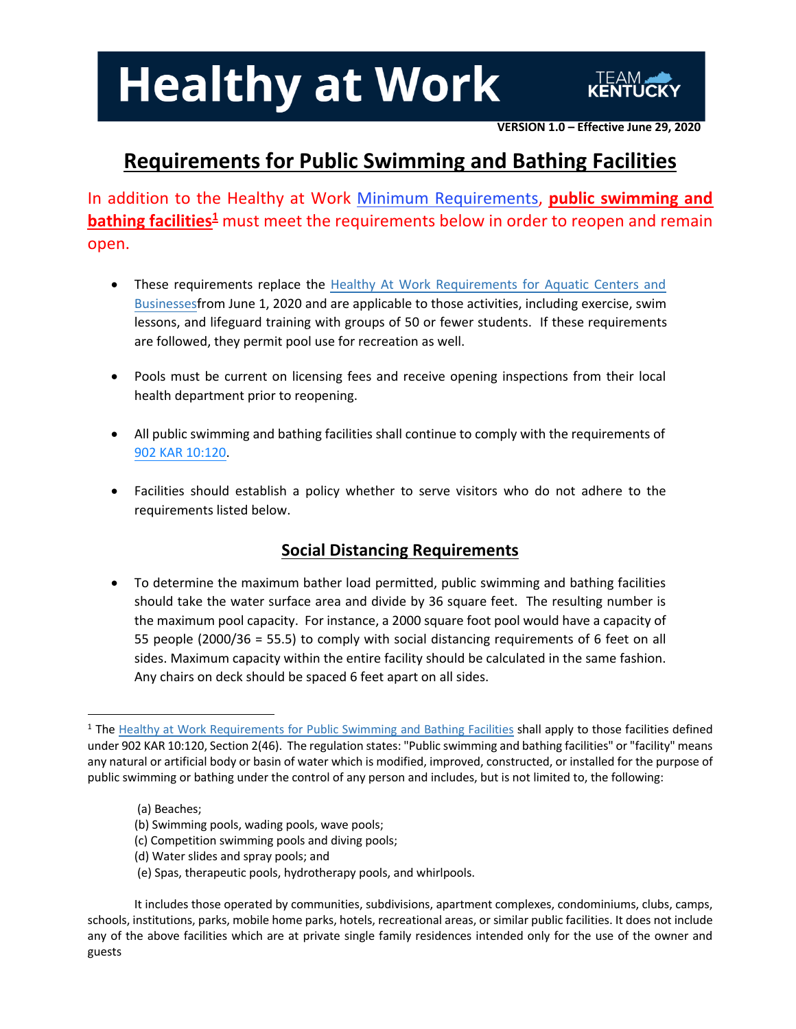# Healthy at Work

TEAM KENTUCKY

**VERSION 1.0 – Effective June 29, 2020**

## Requirements for Public Swimming and Bathing Facilities

In addition to the Healthy at Work Minimum Requirements, **public swimming and bathing facilities[1]** must meet the requirements below in order to reopen and remain open.

- These requirements replace the Healthy At Work Requirements for Aquatic Centers and Businessesfrom June 1, 2020 and are applicable to those activities, including exercise, swim lessons, and lifeguard training with groups of 50 or fewer students. If these requirements are followed, they permit pool use for recreation as well.
- Pools must be current on licensing fees and receive opening inspections from their local health department prior to reopening.
- All public swimming and bathing facilities shall continue to comply with the requirements of 902 KAR 10:120.
- Facilities should establish a policy whether to serve visitors who do not adhere to the requirements listed below.

### Social Distancing Requirements

- To determine the maximum bather load permitted, public swimming and bathing facilities should take the water surface area and divide by 36 square feet. The resulting number is the maximum pool capacity. For instance, a 2000 square foot pool would have a capacity of 55 people (2000/36 = 55.5) to comply with social distancing requirements of 6 feet on all sides. Maximum capacity within the entire facility should be calculated in the same fashion. Any chairs on deck should be spaced 6 feet apart on all sides.

---

[1] The Healthy at Work Requirements for Public Swimming and Bathing Facilities shall apply to those facilities defined under 902 KAR 10:120, Section 2(46). The regulation states: "Public swimming and bathing facilities" or "facility" means any natural or artificial body or basin of water which is modified, improved, constructed, or installed for the purpose of public swimming or bathing under the control of any person and includes, but is not limited to, the following:

(a) Beaches;
(b) Swimming pools, wading pools, wave pools;
(c) Competition swimming pools and diving pools;
(d) Water slides and spray pools; and
(e) Spas, therapeutic pools, hydrotherapy pools, and whirlpools.

It includes those operated by communities, subdivisions, apartment complexes, condominiums, clubs, camps, schools, institutions, parks, mobile home parks, hotels, recreational areas, or similar public facilities. It does not include any of the above facilities which are at private single family residences intended only for the use of the owner and guests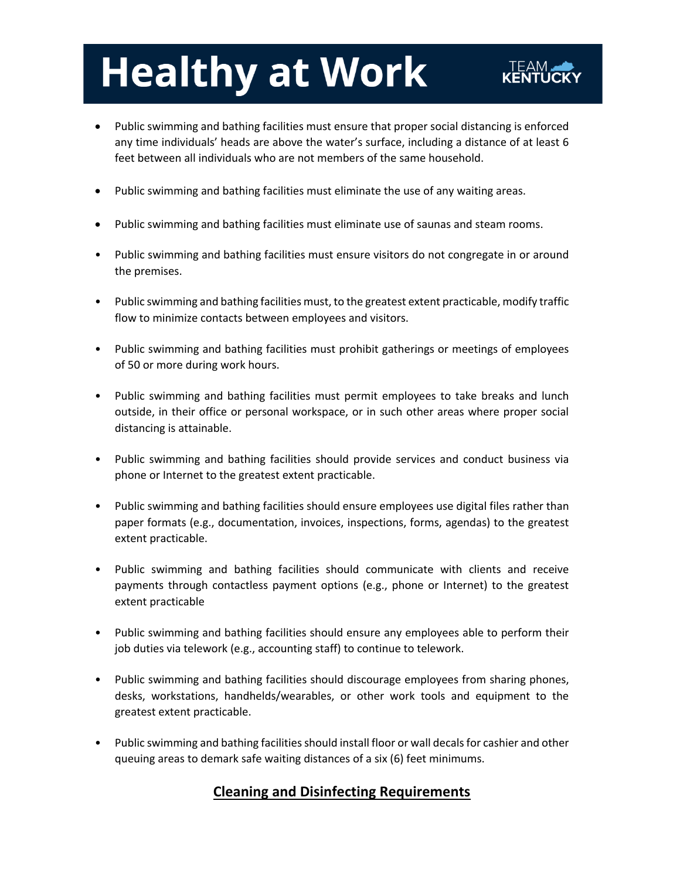- Public swimming and bathing facilities must ensure that proper social distancing is enforced any time individuals' heads are above the water's surface, including a distance of at least 6 feet between all individuals who are not members of the same household.

- Public swimming and bathing facilities must eliminate the use of any waiting areas.

- Public swimming and bathing facilities must eliminate use of saunas and steam rooms.

- Public swimming and bathing facilities must ensure visitors do not congregate in or around the premises.

- Public swimming and bathing facilities must, to the greatest extent practicable, modify traffic flow to minimize contacts between employees and visitors.

- Public swimming and bathing facilities must prohibit gatherings or meetings of employees of 50 or more during work hours.

- Public swimming and bathing facilities must permit employees to take breaks and lunch outside, in their office or personal workspace, or in such other areas where proper social distancing is attainable.

- Public swimming and bathing facilities should provide services and conduct business via phone or Internet to the greatest extent practicable.

- Public swimming and bathing facilities should ensure employees use digital files rather than paper formats (e.g., documentation, invoices, inspections, forms, agendas) to the greatest extent practicable.

- Public swimming and bathing facilities should communicate with clients and receive payments through contactless payment options (e.g., phone or Internet) to the greatest extent practicable

- Public swimming and bathing facilities should ensure any employees able to perform their job duties via telework (e.g., accounting staff) to continue to telework.

- Public swimming and bathing facilities should discourage employees from sharing phones, desks, workstations, handhelds/wearables, or other work tools and equipment to the greatest extent practicable.

- Public swimming and bathing facilities should install floor or wall decals for cashier and other queuing areas to demark safe waiting distances of a six (6) feet minimums.

## Cleaning and Disinfecting Requirements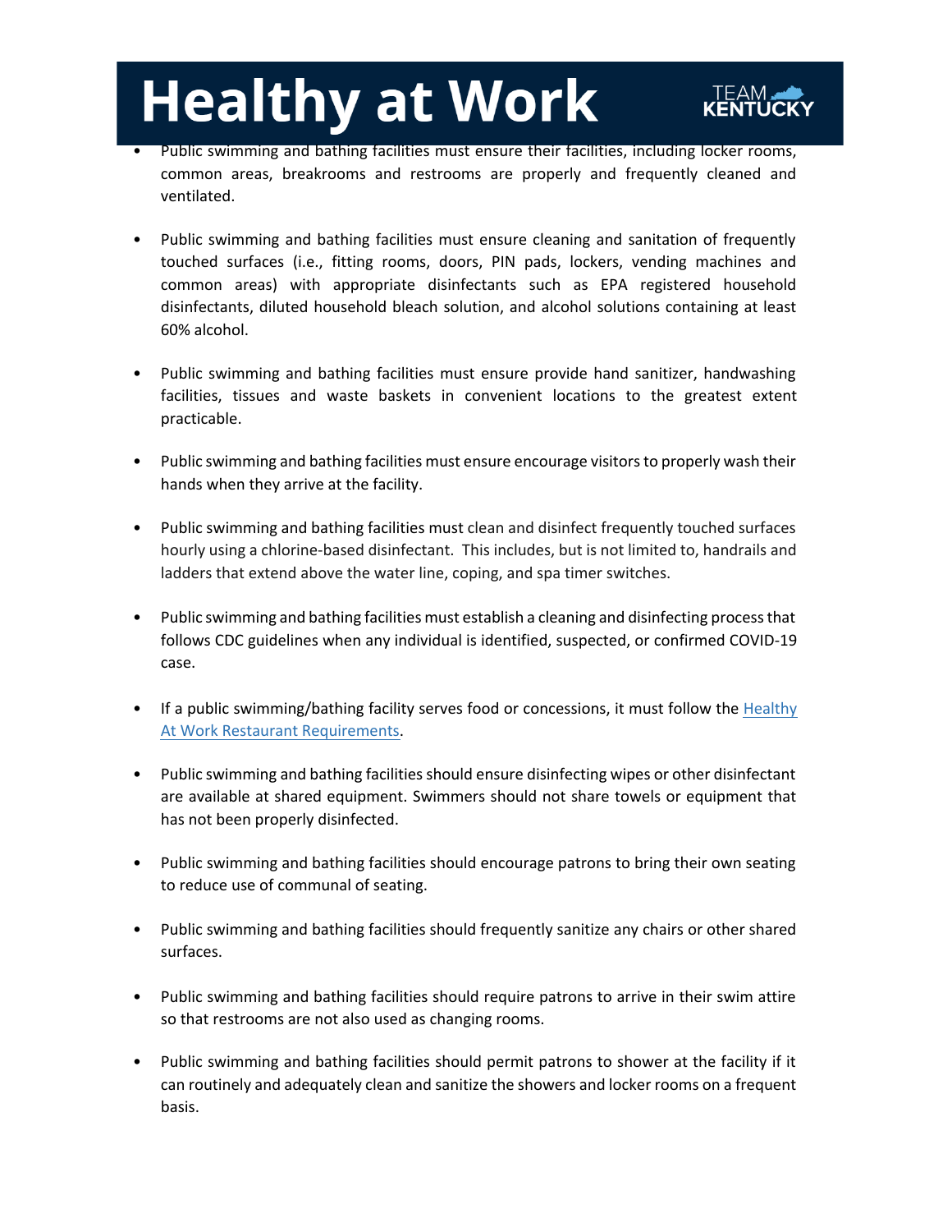- Public swimming and bathing facilities must ensure their facilities, including locker rooms, common areas, breakrooms and restrooms are properly and frequently cleaned and ventilated.

- Public swimming and bathing facilities must ensure cleaning and sanitation of frequently touched surfaces (i.e., fitting rooms, doors, PIN pads, lockers, vending machines and common areas) with appropriate disinfectants such as EPA registered household disinfectants, diluted household bleach solution, and alcohol solutions containing at least 60% alcohol.

- Public swimming and bathing facilities must ensure provide hand sanitizer, handwashing facilities, tissues and waste baskets in convenient locations to the greatest extent practicable.

- Public swimming and bathing facilities must ensure encourage visitors to properly wash their hands when they arrive at the facility.

- Public swimming and bathing facilities must clean and disinfect frequently touched surfaces hourly using a chlorine-based disinfectant. This includes, but is not limited to, handrails and ladders that extend above the water line, coping, and spa timer switches.

- Public swimming and bathing facilities must establish a cleaning and disinfecting process that follows CDC guidelines when any individual is identified, suspected, or confirmed COVID-19 case.

- If a public swimming/bathing facility serves food or concessions, it must follow the Healthy At Work Restaurant Requirements.

- Public swimming and bathing facilities should ensure disinfecting wipes or other disinfectant are available at shared equipment. Swimmers should not share towels or equipment that has not been properly disinfected.

- Public swimming and bathing facilities should encourage patrons to bring their own seating to reduce use of communal of seating.

- Public swimming and bathing facilities should frequently sanitize any chairs or other shared surfaces.

- Public swimming and bathing facilities should require patrons to arrive in their swim attire so that restrooms are not also used as changing rooms.

- Public swimming and bathing facilities should permit patrons to shower at the facility if it can routinely and adequately clean and sanitize the showers and locker rooms on a frequent basis.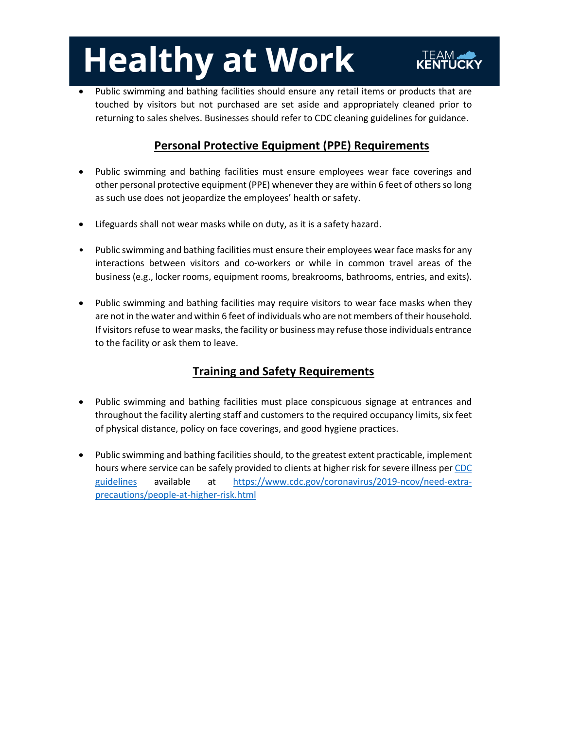- Public swimming and bathing facilities should ensure any retail items or products that are touched by visitors but not purchased are set aside and appropriately cleaned prior to returning to sales shelves. Businesses should refer to CDC cleaning guidelines for guidance.

## Personal Protective Equipment (PPE) Requirements

- Public swimming and bathing facilities must ensure employees wear face coverings and other personal protective equipment (PPE) whenever they are within 6 feet of others so long as such use does not jeopardize the employees' health or safety.

- Lifeguards shall not wear masks while on duty, as it is a safety hazard.

- Public swimming and bathing facilities must ensure their employees wear face masks for any interactions between visitors and co-workers or while in common travel areas of the business (e.g., locker rooms, equipment rooms, breakrooms, bathrooms, entries, and exits).

- Public swimming and bathing facilities may require visitors to wear face masks when they are not in the water and within 6 feet of individuals who are not members of their household. If visitors refuse to wear masks, the facility or business may refuse those individuals entrance to the facility or ask them to leave.

## Training and Safety Requirements

- Public swimming and bathing facilities must place conspicuous signage at entrances and throughout the facility alerting staff and customers to the required occupancy limits, six feet of physical distance, policy on face coverings, and good hygiene practices.

- Public swimming and bathing facilities should, to the greatest extent practicable, implement hours where service can be safely provided to clients at higher risk for severe illness per CDC guidelines available at https://www.cdc.gov/coronavirus/2019-ncov/need-extra-precautions/people-at-higher-risk.html